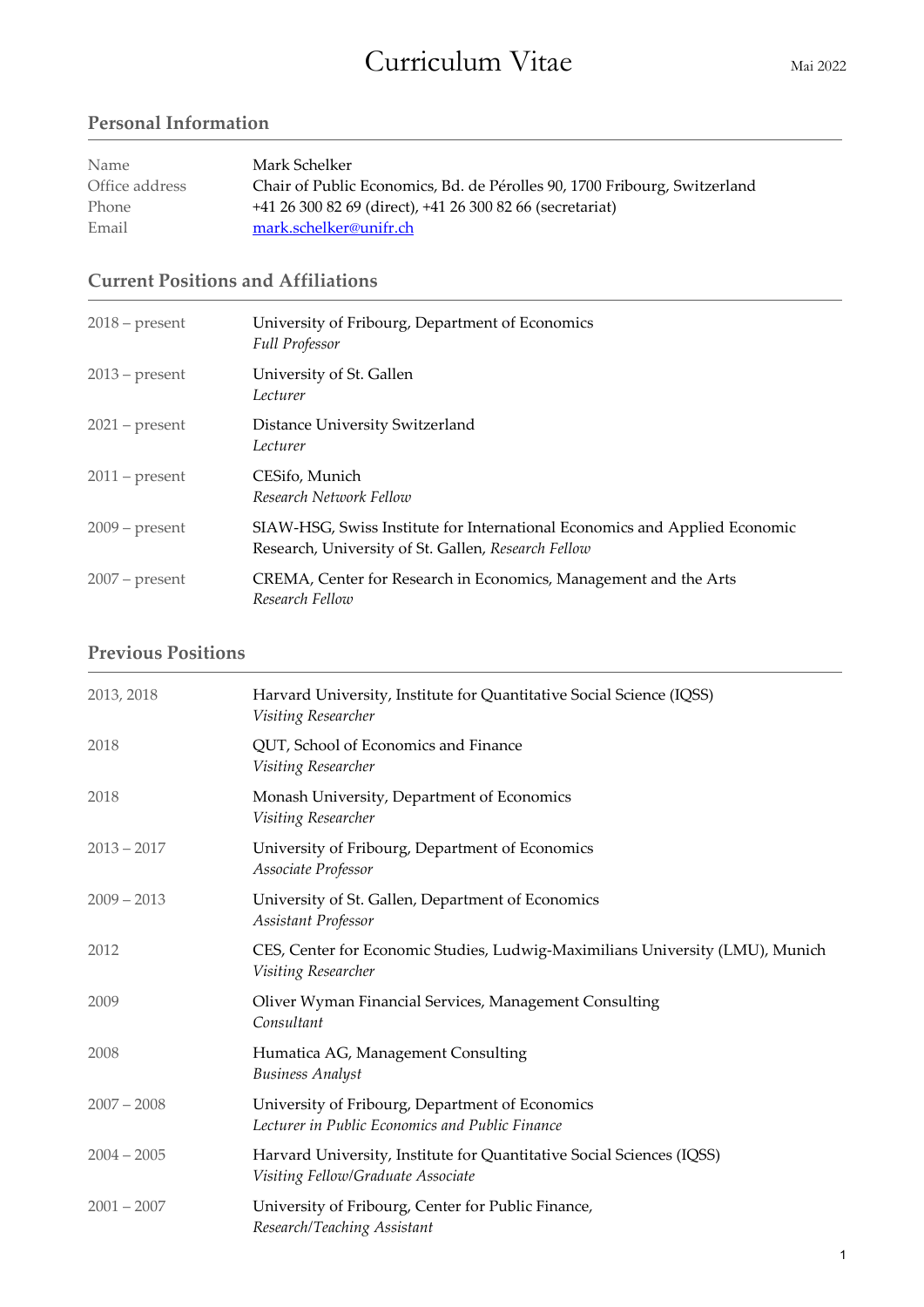# Curriculum Vitae

Mai 2022

## Personal Information

| | |
|---|---|
| Name | Mark Schelker |
| Office address | Chair of Public Economics, Bd. de Pérolles 90, 1700 Fribourg, Switzerland |
| Phone | +41 26 300 82 69 (direct), +41 26 300 82 66 (secretariat) |
| Email | mark.schelker@unifr.ch |

## Current Positions and Affiliations

| | |
|---|---|
| 2018 – present | University of Fribourg, Department of Economics<br>*Full Professor* |
| 2013 – present | University of St. Gallen<br>*Lecturer* |
| 2021 – present | Distance University Switzerland<br>*Lecturer* |
| 2011 – present | CESifo, Munich<br>*Research Network Fellow* |
| 2009 – present | SIAW-HSG, Swiss Institute for International Economics and Applied Economic Research, University of St. Gallen, *Research Fellow* |
| 2007 – present | CREMA, Center for Research in Economics, Management and the Arts<br>*Research Fellow* |

## Previous Positions

| | |
|---|---|
| 2013, 2018 | Harvard University, Institute for Quantitative Social Science (IQSS)<br>*Visiting Researcher* |
| 2018 | QUT, School of Economics and Finance<br>*Visiting Researcher* |
| 2018 | Monash University, Department of Economics<br>*Visiting Researcher* |
| 2013 – 2017 | University of Fribourg, Department of Economics<br>*Associate Professor* |
| 2009 – 2013 | University of St. Gallen, Department of Economics<br>*Assistant Professor* |
| 2012 | CES, Center for Economic Studies, Ludwig-Maximilians University (LMU), Munich<br>*Visiting Researcher* |
| 2009 | Oliver Wyman Financial Services, Management Consulting<br>*Consultant* |
| 2008 | Humatica AG, Management Consulting<br>*Business Analyst* |
| 2007 – 2008 | University of Fribourg, Department of Economics<br>*Lecturer in Public Economics and Public Finance* |
| 2004 – 2005 | Harvard University, Institute for Quantitative Social Sciences (IQSS)<br>*Visiting Fellow/Graduate Associate* |
| 2001 – 2007 | University of Fribourg, Center for Public Finance,<br>*Research/Teaching Assistant* |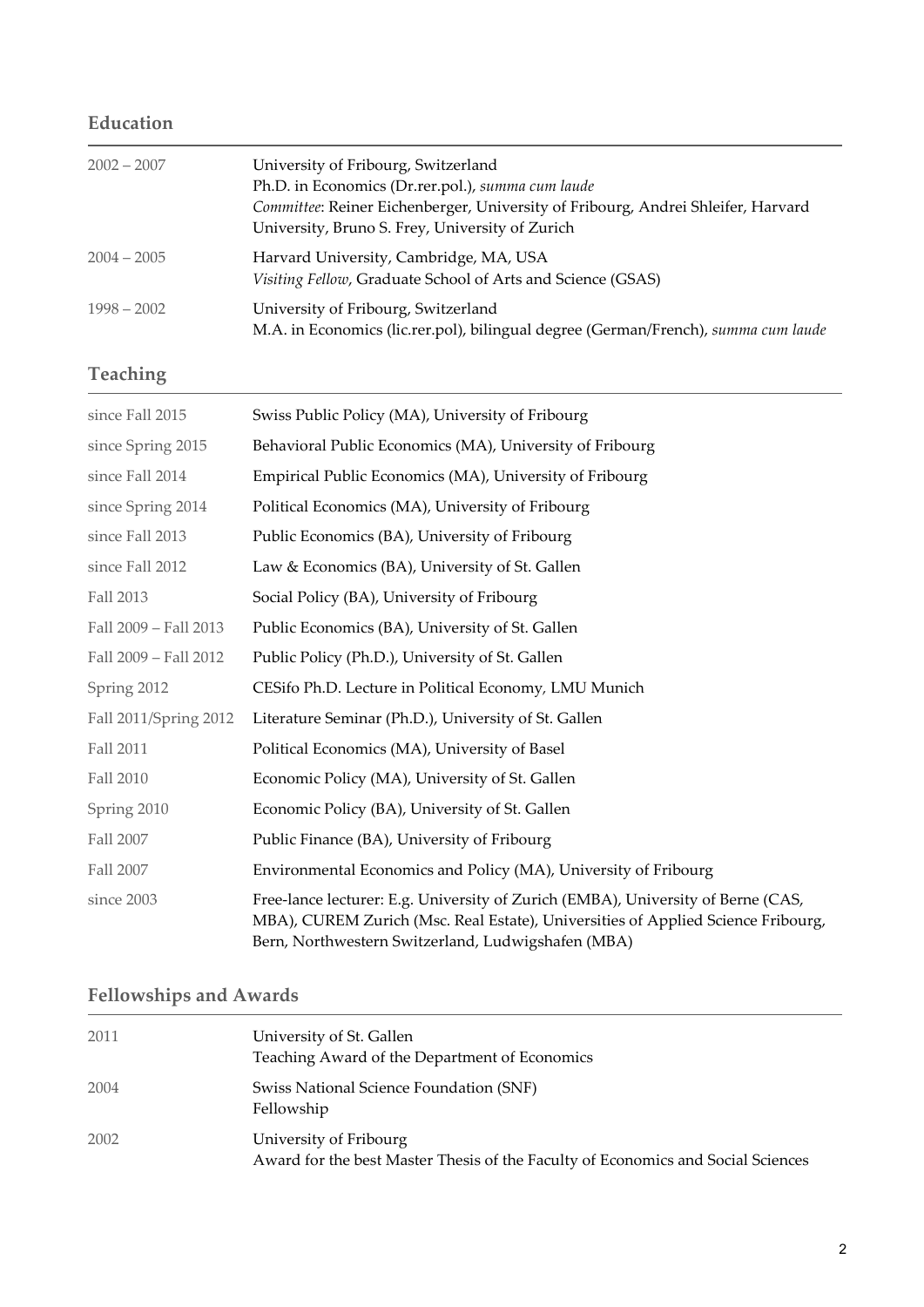## Education

| | |
|---|---|
| 2002 – 2007 | University of Fribourg, Switzerland<br>Ph.D. in Economics (Dr.rer.pol.), *summa cum laude*<br>*Committee*: Reiner Eichenberger, University of Fribourg, Andrei Shleifer, Harvard University, Bruno S. Frey, University of Zurich |
| 2004 – 2005 | Harvard University, Cambridge, MA, USA<br>*Visiting Fellow*, Graduate School of Arts and Science (GSAS) |
| 1998 – 2002 | University of Fribourg, Switzerland<br>M.A. in Economics (lic.rer.pol), bilingual degree (German/French), *summa cum laude* |

## Teaching

| | |
|---|---|
| since Fall 2015 | Swiss Public Policy (MA), University of Fribourg |
| since Spring 2015 | Behavioral Public Economics (MA), University of Fribourg |
| since Fall 2014 | Empirical Public Economics (MA), University of Fribourg |
| since Spring 2014 | Political Economics (MA), University of Fribourg |
| since Fall 2013 | Public Economics (BA), University of Fribourg |
| since Fall 2012 | Law & Economics (BA), University of St. Gallen |
| Fall 2013 | Social Policy (BA), University of Fribourg |
| Fall 2009 – Fall 2013 | Public Economics (BA), University of St. Gallen |
| Fall 2009 – Fall 2012 | Public Policy (Ph.D.), University of St. Gallen |
| Spring 2012 | CESifo Ph.D. Lecture in Political Economy, LMU Munich |
| Fall 2011/Spring 2012 | Literature Seminar (Ph.D.), University of St. Gallen |
| Fall 2011 | Political Economics (MA), University of Basel |
| Fall 2010 | Economic Policy (MA), University of St. Gallen |
| Spring 2010 | Economic Policy (BA), University of St. Gallen |
| Fall 2007 | Public Finance (BA), University of Fribourg |
| Fall 2007 | Environmental Economics and Policy (MA), University of Fribourg |
| since 2003 | Free-lance lecturer: E.g. University of Zurich (EMBA), University of Berne (CAS, MBA), CUREM Zurich (Msc. Real Estate), Universities of Applied Science Fribourg, Bern, Northwestern Switzerland, Ludwigshafen (MBA) |

## Fellowships and Awards

| | |
|---|---|
| 2011 | University of St. Gallen<br>Teaching Award of the Department of Economics |
| 2004 | Swiss National Science Foundation (SNF)<br>Fellowship |
| 2002 | University of Fribourg<br>Award for the best Master Thesis of the Faculty of Economics and Social Sciences |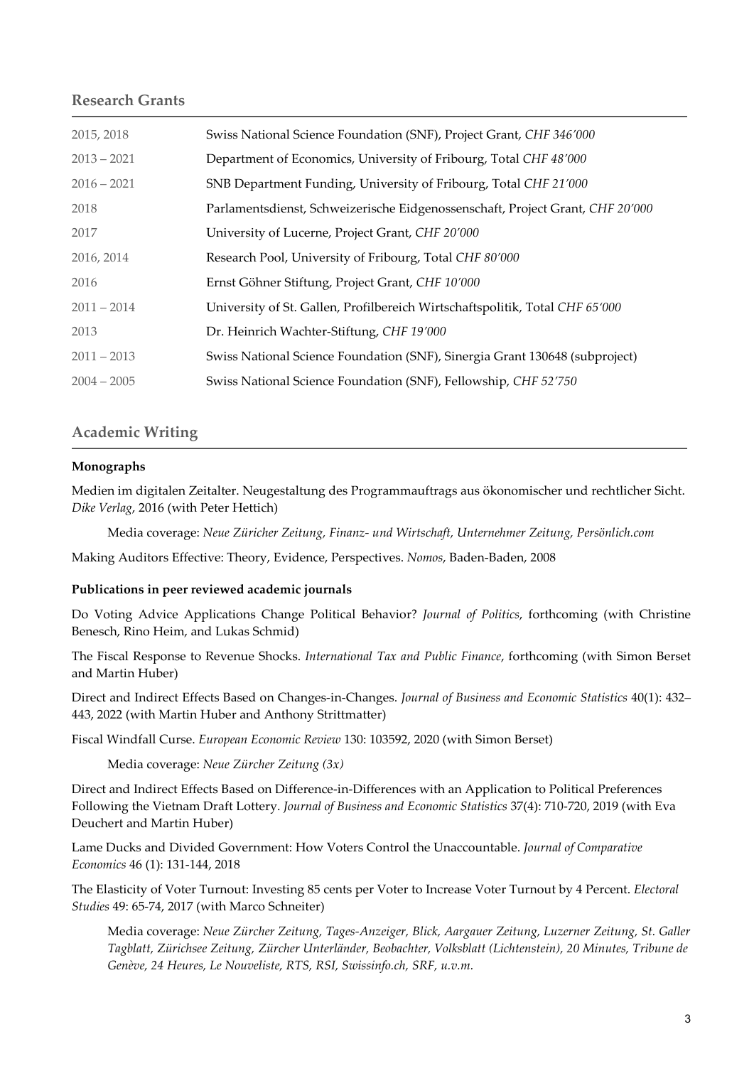## Research Grants

| | |
|---|---|
| 2015, 2018 | Swiss National Science Foundation (SNF), Project Grant, *CHF 346'000* |
| 2013 – 2021 | Department of Economics, University of Fribourg, Total *CHF 48'000* |
| 2016 – 2021 | SNB Department Funding, University of Fribourg, Total *CHF 21'000* |
| 2018 | Parlamentsdienst, Schweizerische Eidgenossenschaft, Project Grant, *CHF 20'000* |
| 2017 | University of Lucerne, Project Grant, *CHF 20'000* |
| 2016, 2014 | Research Pool, University of Fribourg, Total *CHF 80'000* |
| 2016 | Ernst Göhner Stiftung, Project Grant, *CHF 10'000* |
| 2011 – 2014 | University of St. Gallen, Profilbereich Wirtschaftspolitik, Total *CHF 65'000* |
| 2013 | Dr. Heinrich Wachter-Stiftung, *CHF 19'000* |
| 2011 – 2013 | Swiss National Science Foundation (SNF), Sinergia Grant 130648 (subproject) |
| 2004 – 2005 | Swiss National Science Foundation (SNF), Fellowship, *CHF 52'750* |

## Academic Writing

**Monographs**

Medien im digitalen Zeitalter. Neugestaltung des Programmauftrags aus ökonomischer und rechtlicher Sicht. *Dike Verlag*, 2016 (with Peter Hettich)

Media coverage: *Neue Züricher Zeitung, Finanz- und Wirtschaft, Unternehmer Zeitung, Persönlich.com*

Making Auditors Effective: Theory, Evidence, Perspectives. *Nomos*, Baden-Baden, 2008

**Publications in peer reviewed academic journals**

Do Voting Advice Applications Change Political Behavior? *Journal of Politics*, forthcoming (with Christine Benesch, Rino Heim, and Lukas Schmid)

The Fiscal Response to Revenue Shocks. *International Tax and Public Finance*, forthcoming (with Simon Berset and Martin Huber)

Direct and Indirect Effects Based on Changes-in-Changes. *Journal of Business and Economic Statistics* 40(1): 432–443, 2022 (with Martin Huber and Anthony Strittmatter)

Fiscal Windfall Curse. *European Economic Review* 130: 103592, 2020 (with Simon Berset)

Media coverage: *Neue Zürcher Zeitung (3x)*

Direct and Indirect Effects Based on Difference-in-Differences with an Application to Political Preferences Following the Vietnam Draft Lottery. *Journal of Business and Economic Statistics* 37(4): 710-720, 2019 (with Eva Deuchert and Martin Huber)

Lame Ducks and Divided Government: How Voters Control the Unaccountable. *Journal of Comparative Economics* 46 (1): 131-144, 2018

The Elasticity of Voter Turnout: Investing 85 cents per Voter to Increase Voter Turnout by 4 Percent. *Electoral Studies* 49: 65-74, 2017 (with Marco Schneiter)

Media coverage: *Neue Zürcher Zeitung, Tages-Anzeiger, Blick, Aargauer Zeitung, Luzerner Zeitung, St. Galler Tagblatt, Zürichsee Zeitung, Zürcher Unterländer, Beobachter, Volksblatt (Lichtenstein), 20 Minutes, Tribune de Genève, 24 Heures, Le Nouveliste, RTS, RSI, Swissinfo.ch, SRF, u.v.m.*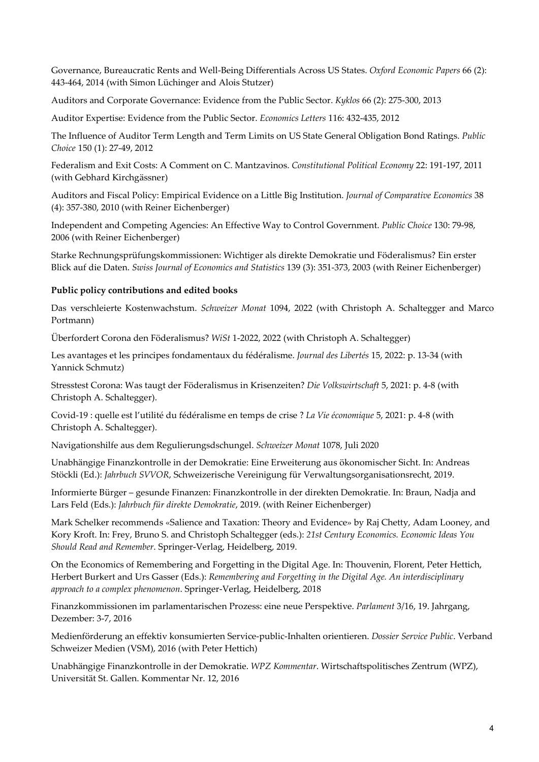Governance, Bureaucratic Rents and Well-Being Differentials Across US States. *Oxford Economic Papers* 66 (2): 443-464, 2014 (with Simon Lüchinger and Alois Stutzer)

Auditors and Corporate Governance: Evidence from the Public Sector. *Kyklos* 66 (2): 275-300, 2013

Auditor Expertise: Evidence from the Public Sector. *Economics Letters* 116: 432-435, 2012

The Influence of Auditor Term Length and Term Limits on US State General Obligation Bond Ratings. *Public Choice* 150 (1): 27-49, 2012

Federalism and Exit Costs: A Comment on C. Mantzavinos. *Constitutional Political Economy* 22: 191-197, 2011 (with Gebhard Kirchgässner)

Auditors and Fiscal Policy: Empirical Evidence on a Little Big Institution. *Journal of Comparative Economics* 38 (4): 357-380, 2010 (with Reiner Eichenberger)

Independent and Competing Agencies: An Effective Way to Control Government. *Public Choice* 130: 79-98, 2006 (with Reiner Eichenberger)

Starke Rechnungsprüfungskommissionen: Wichtiger als direkte Demokratie und Föderalismus? Ein erster Blick auf die Daten. *Swiss Journal of Economics and Statistics* 139 (3): 351-373, 2003 (with Reiner Eichenberger)

**Public policy contributions and edited books**

Das verschleierte Kostenwachstum. *Schweizer Monat* 1094, 2022 (with Christoph A. Schaltegger and Marco Portmann)

Überfordert Corona den Föderalismus? *WiSt* 1-2022, 2022 (with Christoph A. Schaltegger)

Les avantages et les principes fondamentaux du fédéralisme. *Journal des Libertés* 15, 2022: p. 13-34 (with Yannick Schmutz)

Stresstest Corona: Was taugt der Föderalismus in Krisenzeiten? *Die Volkswirtschaft* 5, 2021: p. 4-8 (with Christoph A. Schaltegger).

Covid-19 : quelle est l'utilité du fédéralisme en temps de crise ? *La Vie économique* 5, 2021: p. 4-8 (with Christoph A. Schaltegger).

Navigationshilfe aus dem Regulierungsdschungel. *Schweizer Monat* 1078, Juli 2020

Unabhängige Finanzkontrolle in der Demokratie: Eine Erweiterung aus ökonomischer Sicht. In: Andreas Stöckli (Ed.): *Jahrbuch SVVOR*, Schweizerische Vereinigung für Verwaltungsorganisationsrecht, 2019.

Informierte Bürger – gesunde Finanzen: Finanzkontrolle in der direkten Demokratie. In: Braun, Nadja and Lars Feld (Eds.): *Jahrbuch für direkte Demokratie*, 2019. (with Reiner Eichenberger)

Mark Schelker recommends «Salience and Taxation: Theory and Evidence» by Raj Chetty, Adam Looney, and Kory Kroft. In: Frey, Bruno S. and Christoph Schaltegger (eds.): *21st Century Economics. Economic Ideas You Should Read and Remember*. Springer-Verlag, Heidelberg, 2019.

On the Economics of Remembering and Forgetting in the Digital Age. In: Thouvenin, Florent, Peter Hettich, Herbert Burkert and Urs Gasser (Eds.): *Remembering and Forgetting in the Digital Age. An interdisciplinary approach to a complex phenomenon*. Springer-Verlag, Heidelberg, 2018

Finanzkommissionen im parlamentarischen Prozess: eine neue Perspektive. *Parlament* 3/16, 19. Jahrgang, Dezember: 3-7, 2016

Medienförderung an effektiv konsumierten Service-public-Inhalten orientieren. *Dossier Service Public*. Verband Schweizer Medien (VSM), 2016 (with Peter Hettich)

Unabhängige Finanzkontrolle in der Demokratie. *WPZ Kommentar*. Wirtschaftspolitisches Zentrum (WPZ), Universität St. Gallen. Kommentar Nr. 12, 2016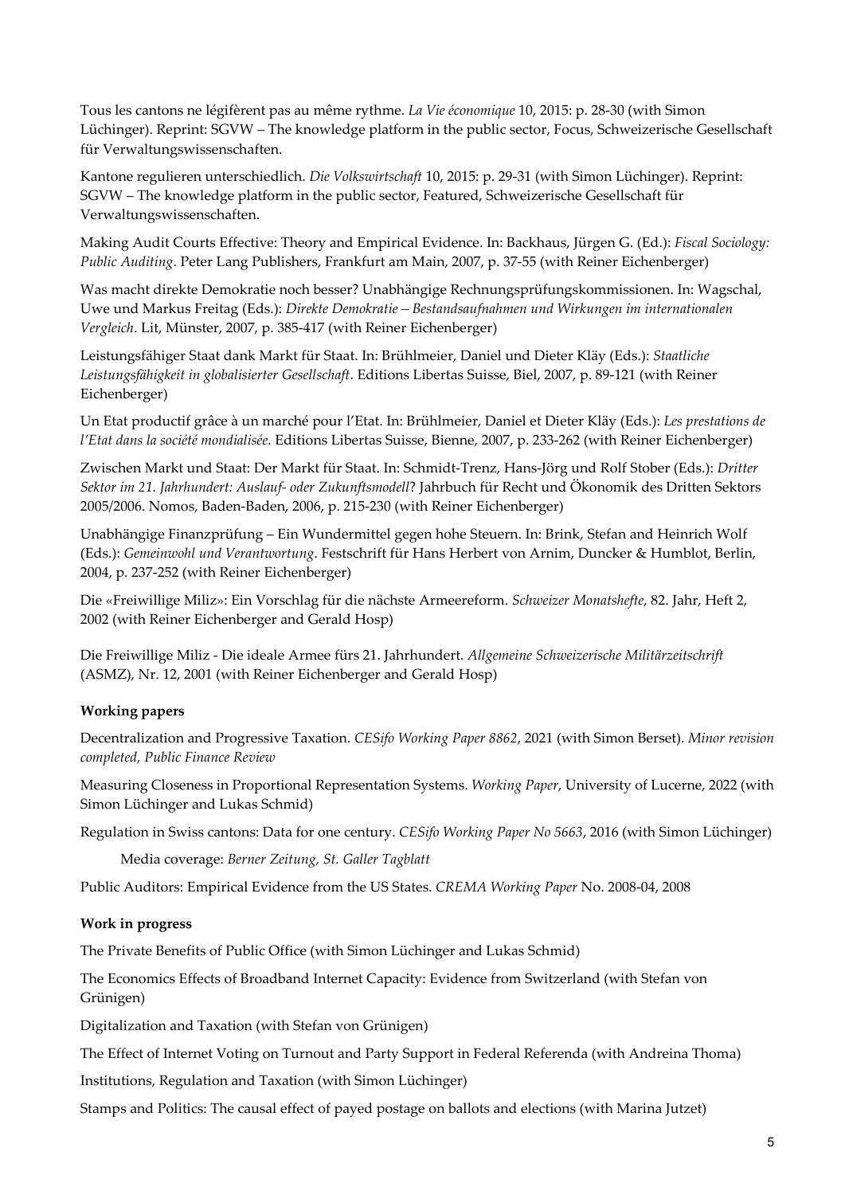Tous les cantons ne légifèrent pas au même rythme. *La Vie économique* 10, 2015: p. 28-30 (with Simon Lüchinger). Reprint: SGVW – The knowledge platform in the public sector, Focus, Schweizerische Gesellschaft für Verwaltungswissenschaften.

Kantone regulieren unterschiedlich. *Die Volkswirtschaft* 10, 2015: p. 29-31 (with Simon Lüchinger). Reprint: SGVW – The knowledge platform in the public sector, Featured, Schweizerische Gesellschaft für Verwaltungswissenschaften.

Making Audit Courts Effective: Theory and Empirical Evidence. In: Backhaus, Jürgen G. (Ed.): *Fiscal Sociology: Public Auditing*. Peter Lang Publishers, Frankfurt am Main, 2007, p. 37-55 (with Reiner Eichenberger)

Was macht direkte Demokratie noch besser? Unabhängige Rechnungsprüfungskommissionen. In: Wagschal, Uwe und Markus Freitag (Eds.): *Direkte Demokratie – Bestandsaufnahmen und Wirkungen im internationalen Vergleich*. Lit, Münster, 2007, p. 385-417 (with Reiner Eichenberger)

Leistungsfähiger Staat dank Markt für Staat. In: Brühlmeier, Daniel und Dieter Kläy (Eds.): *Staatliche Leistungsfähigkeit in globalisierter Gesellschaft*. Editions Libertas Suisse, Biel, 2007, p. 89-121 (with Reiner Eichenberger)

Un Etat productif grâce à un marché pour l'Etat. In: Brühlmeier, Daniel et Dieter Kläy (Eds.): *Les prestations de l'Etat dans la société mondialisée*. Editions Libertas Suisse, Bienne, 2007, p. 233-262 (with Reiner Eichenberger)

Zwischen Markt und Staat: Der Markt für Staat. In: Schmidt-Trenz, Hans-Jörg und Rolf Stober (Eds.): *Dritter Sektor im 21. Jahrhundert: Auslauf- oder Zukunftsmodell*? Jahrbuch für Recht und Ökonomik des Dritten Sektors 2005/2006. Nomos, Baden-Baden, 2006, p. 215-230 (with Reiner Eichenberger)

Unabhängige Finanzprüfung – Ein Wundermittel gegen hohe Steuern. In: Brink, Stefan and Heinrich Wolf (Eds.): *Gemeinwohl und Verantwortung*. Festschrift für Hans Herbert von Arnim, Duncker & Humblot, Berlin, 2004, p. 237-252 (with Reiner Eichenberger)

Die «Freiwillige Miliz»: Ein Vorschlag für die nächste Armeereform. *Schweizer Monatshefte*, 82. Jahr, Heft 2, 2002 (with Reiner Eichenberger and Gerald Hosp)

Die Freiwillige Miliz - Die ideale Armee fürs 21. Jahrhundert. *Allgemeine Schweizerische Militärzeitschrift* (ASMZ), Nr. 12, 2001 (with Reiner Eichenberger and Gerald Hosp)

**Working papers**

Decentralization and Progressive Taxation. *CESifo Working Paper 8862*, 2021 (with Simon Berset). *Minor revision completed, Public Finance Review*

Measuring Closeness in Proportional Representation Systems. *Working Paper*, University of Lucerne, 2022 (with Simon Lüchinger and Lukas Schmid)

Regulation in Swiss cantons: Data for one century. *CESifo Working Paper No 5663*, 2016 (with Simon Lüchinger)

Media coverage: *Berner Zeitung, St. Galler Tagblatt*

Public Auditors: Empirical Evidence from the US States. *CREMA Working Paper* No. 2008-04, 2008

**Work in progress**

The Private Benefits of Public Office (with Simon Lüchinger and Lukas Schmid)

The Economics Effects of Broadband Internet Capacity: Evidence from Switzerland (with Stefan von Grünigen)

Digitalization and Taxation (with Stefan von Grünigen)

The Effect of Internet Voting on Turnout and Party Support in Federal Referenda (with Andreina Thoma)

Institutions, Regulation and Taxation (with Simon Lüchinger)

Stamps and Politics: The causal effect of payed postage on ballots and elections (with Marina Jutzet)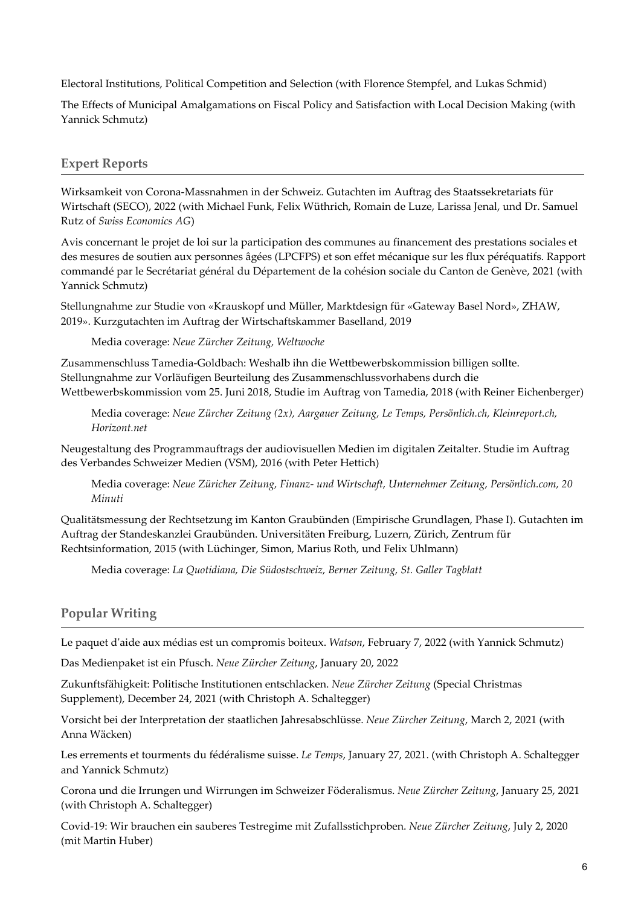Electoral Institutions, Political Competition and Selection (with Florence Stempfel, and Lukas Schmid)

The Effects of Municipal Amalgamations on Fiscal Policy and Satisfaction with Local Decision Making (with Yannick Schmutz)

## Expert Reports

Wirksamkeit von Corona-Massnahmen in der Schweiz. Gutachten im Auftrag des Staatssekretariats für Wirtschaft (SECO), 2022 (with Michael Funk, Felix Wüthrich, Romain de Luze, Larissa Jenal, und Dr. Samuel Rutz of *Swiss Economics AG*)

Avis concernant le projet de loi sur la participation des communes au financement des prestations sociales et des mesures de soutien aux personnes âgées (LPCFPS) et son effet mécanique sur les flux péréquatifs. Rapport commandé par le Secrétariat général du Département de la cohésion sociale du Canton de Genève, 2021 (with Yannick Schmutz)

Stellungnahme zur Studie von «Krauskopf und Müller, Marktdesign für «Gateway Basel Nord», ZHAW, 2019». Kurzgutachten im Auftrag der Wirtschaftskammer Baselland, 2019

> Media coverage: *Neue Zürcher Zeitung, Weltwoche*

Zusammenschluss Tamedia-Goldbach: Weshalb ihn die Wettbewerbskommission billigen sollte. Stellungnahme zur Vorläufigen Beurteilung des Zusammenschlussvorhabens durch die Wettbewerbskommission vom 25. Juni 2018, Studie im Auftrag von Tamedia, 2018 (with Reiner Eichenberger)

> Media coverage: *Neue Zürcher Zeitung (2x), Aargauer Zeitung, Le Temps, Persönlich.ch, Kleinreport.ch, Horizont.net*

Neugestaltung des Programmauftrags der audiovisuellen Medien im digitalen Zeitalter. Studie im Auftrag des Verbandes Schweizer Medien (VSM), 2016 (with Peter Hettich)

> Media coverage: *Neue Züricher Zeitung, Finanz- und Wirtschaft, Unternehmer Zeitung, Persönlich.com, 20 Minuti*

Qualitätsmessung der Rechtsetzung im Kanton Graubünden (Empirische Grundlagen, Phase I). Gutachten im Auftrag der Standeskanzlei Graubünden. Universitäten Freiburg, Luzern, Zürich, Zentrum für Rechtsinformation, 2015 (with Lüchinger, Simon, Marius Roth, und Felix Uhlmann)

> Media coverage: *La Quotidiana, Die Südostschweiz, Berner Zeitung, St. Galler Tagblatt*

## Popular Writing

Le paquet d'aide aux médias est un compromis boiteux. *Watson*, February 7, 2022 (with Yannick Schmutz)

Das Medienpaket ist ein Pfusch. *Neue Zürcher Zeitung*, January 20, 2022

Zukunftsfähigkeit: Politische Institutionen entschlacken. *Neue Zürcher Zeitung* (Special Christmas Supplement), December 24, 2021 (with Christoph A. Schaltegger)

Vorsicht bei der Interpretation der staatlichen Jahresabschlüsse. *Neue Zürcher Zeitung*, March 2, 2021 (with Anna Wäcken)

Les errements et tourments du fédéralisme suisse. *Le Temps*, January 27, 2021. (with Christoph A. Schaltegger and Yannick Schmutz)

Corona und die Irrungen und Wirrungen im Schweizer Föderalismus. *Neue Zürcher Zeitung*, January 25, 2021 (with Christoph A. Schaltegger)

Covid-19: Wir brauchen ein sauberes Testregime mit Zufallsstichproben. *Neue Zürcher Zeitung*, July 2, 2020 (mit Martin Huber)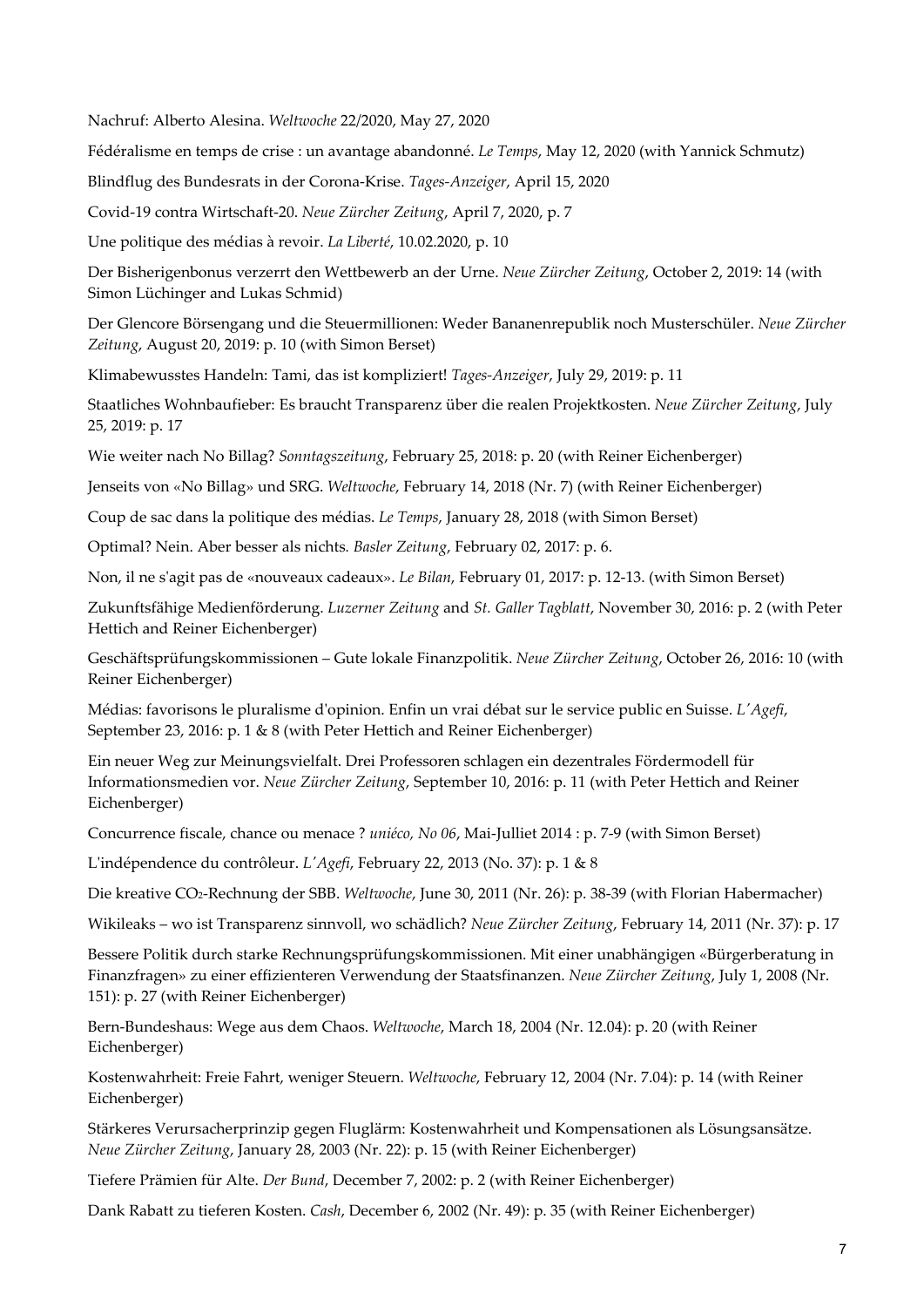Nachruf: Alberto Alesina. *Weltwoche* 22/2020, May 27, 2020

Fédéralisme en temps de crise : un avantage abandonné. *Le Temps*, May 12, 2020 (with Yannick Schmutz)

Blindflug des Bundesrats in der Corona-Krise. *Tages-Anzeiger*, April 15, 2020

Covid-19 contra Wirtschaft-20. *Neue Zürcher Zeitung*, April 7, 2020, p. 7

Une politique des médias à revoir. *La Liberté*, 10.02.2020, p. 10

Der Bisherigenbonus verzerrt den Wettbewerb an der Urne. *Neue Zürcher Zeitung*, October 2, 2019: 14 (with Simon Lüchinger and Lukas Schmid)

Der Glencore Börsengang und die Steuermillionen: Weder Bananenrepublik noch Musterschüler. *Neue Zürcher Zeitung*, August 20, 2019: p. 10 (with Simon Berset)

Klimabewusstes Handeln: Tami, das ist kompliziert! *Tages-Anzeiger*, July 29, 2019: p. 11

Staatliches Wohnbaufieber: Es braucht Transparenz über die realen Projektkosten. *Neue Zürcher Zeitung*, July 25, 2019: p. 17

Wie weiter nach No Billag? *Sonntagszeitung*, February 25, 2018: p. 20 (with Reiner Eichenberger)

Jenseits von «No Billag» und SRG. *Weltwoche*, February 14, 2018 (Nr. 7) (with Reiner Eichenberger)

Coup de sac dans la politique des médias. *Le Temps*, January 28, 2018 (with Simon Berset)

Optimal? Nein. Aber besser als nichts. *Basler Zeitung*, February 02, 2017: p. 6.

Non, il ne s'agit pas de «nouveaux cadeaux». *Le Bilan*, February 01, 2017: p. 12-13. (with Simon Berset)

Zukunftsfähige Medienförderung. *Luzerner Zeitung* and *St. Galler Tagblatt*, November 30, 2016: p. 2 (with Peter Hettich and Reiner Eichenberger)

Geschäftsprüfungskommissionen – Gute lokale Finanzpolitik. *Neue Zürcher Zeitung*, October 26, 2016: 10 (with Reiner Eichenberger)

Médias: favorisons le pluralisme d'opinion. Enfin un vrai débat sur le service public en Suisse. *L'Agefi*, September 23, 2016: p. 1 & 8 (with Peter Hettich and Reiner Eichenberger)

Ein neuer Weg zur Meinungsvielfalt. Drei Professoren schlagen ein dezentrales Fördermodell für Informationsmedien vor. *Neue Zürcher Zeitung*, September 10, 2016: p. 11 (with Peter Hettich and Reiner Eichenberger)

Concurrence fiscale, chance ou menace ? *uniéco, No 06*, Mai-Julliet 2014 : p. 7-9 (with Simon Berset)

L'indépendence du contrôleur. *L'Agefi*, February 22, 2013 (No. 37): p. 1 & 8

Die kreative $CO_2$-Rechnung der SBB. *Weltwoche*, June 30, 2011 (Nr. 26): p. 38-39 (with Florian Habermacher)

Wikileaks – wo ist Transparenz sinnvoll, wo schädlich? *Neue Zürcher Zeitung*, February 14, 2011 (Nr. 37): p. 17

Bessere Politik durch starke Rechnungsprüfungskommissionen. Mit einer unabhängigen «Bürgerberatung in Finanzfragen» zu einer effizienteren Verwendung der Staatsfinanzen. *Neue Zürcher Zeitung*, July 1, 2008 (Nr. 151): p. 27 (with Reiner Eichenberger)

Bern-Bundeshaus: Wege aus dem Chaos. *Weltwoche*, March 18, 2004 (Nr. 12.04): p. 20 (with Reiner Eichenberger)

Kostenwahrheit: Freie Fahrt, weniger Steuern. *Weltwoche*, February 12, 2004 (Nr. 7.04): p. 14 (with Reiner Eichenberger)

Stärkeres Verursacherprinzip gegen Fluglärm: Kostenwahrheit und Kompensationen als Lösungsansätze. *Neue Zürcher Zeitung*, January 28, 2003 (Nr. 22): p. 15 (with Reiner Eichenberger)

Tiefere Prämien für Alte. *Der Bund*, December 7, 2002: p. 2 (with Reiner Eichenberger)

Dank Rabatt zu tieferen Kosten. *Cash*, December 6, 2002 (Nr. 49): p. 35 (with Reiner Eichenberger)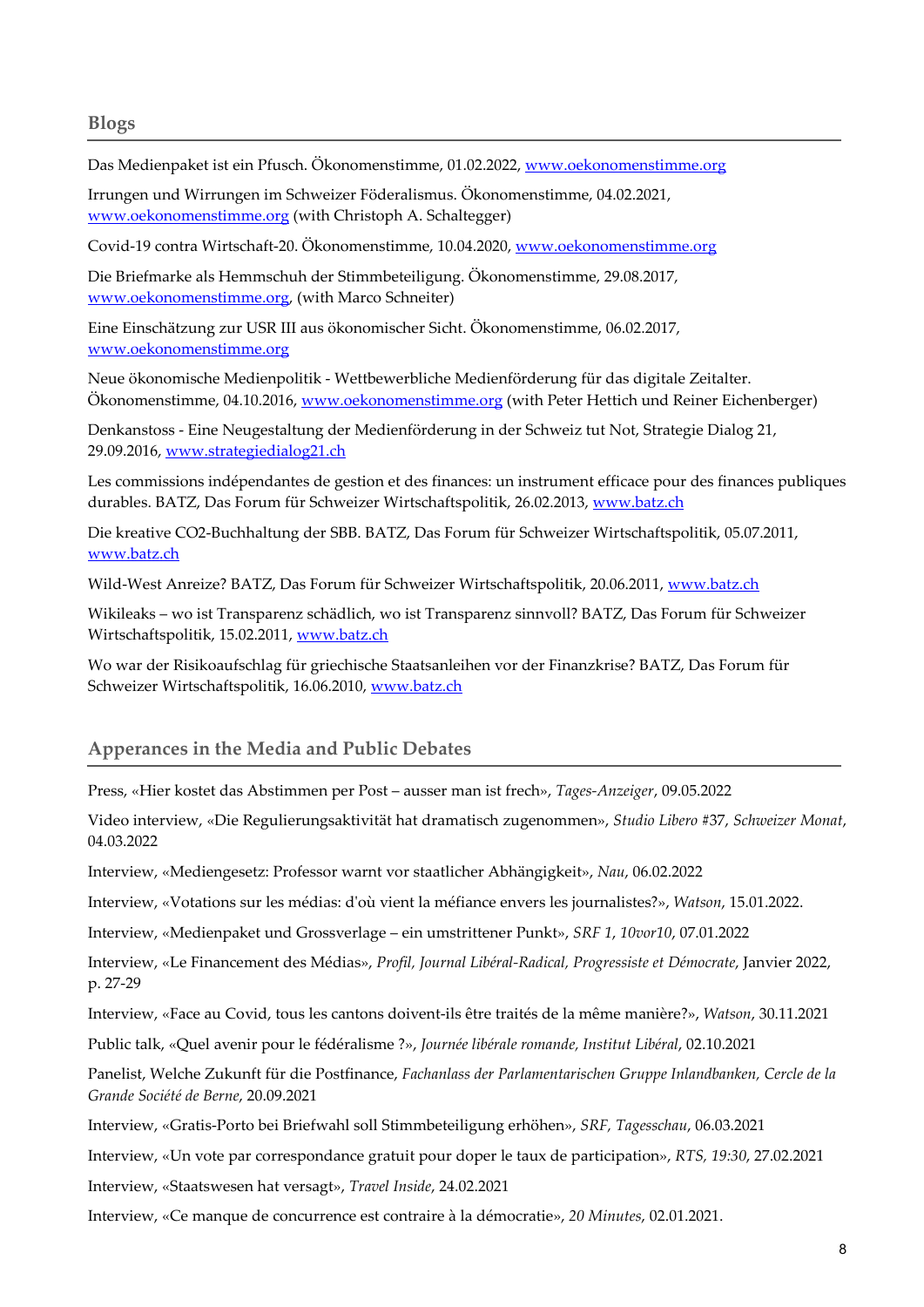## Blogs

Das Medienpaket ist ein Pfusch. Ökonomenstimme, 01.02.2022, www.oekonomenstimme.org

Irrungen und Wirrungen im Schweizer Föderalismus. Ökonomenstimme, 04.02.2021, www.oekonomenstimme.org (with Christoph A. Schaltegger)

Covid-19 contra Wirtschaft-20. Ökonomenstimme, 10.04.2020, www.oekonomenstimme.org

Die Briefmarke als Hemmschuh der Stimmbeteiligung. Ökonomenstimme, 29.08.2017, www.oekonomenstimme.org, (with Marco Schneiter)

Eine Einschätzung zur USR III aus ökonomischer Sicht. Ökonomenstimme, 06.02.2017, www.oekonomenstimme.org

Neue ökonomische Medienpolitik - Wettbewerbliche Medienförderung für das digitale Zeitalter. Ökonomenstimme, 04.10.2016, www.oekonomenstimme.org (with Peter Hettich und Reiner Eichenberger)

Denkanstoss - Eine Neugestaltung der Medienförderung in der Schweiz tut Not, Strategie Dialog 21, 29.09.2016, www.strategiedialog21.ch

Les commissions indépendantes de gestion et des finances: un instrument efficace pour des finances publiques durables. BATZ, Das Forum für Schweizer Wirtschaftspolitik, 26.02.2013, www.batz.ch

Die kreative CO2-Buchhaltung der SBB. BATZ, Das Forum für Schweizer Wirtschaftspolitik, 05.07.2011, www.batz.ch

Wild-West Anreize? BATZ, Das Forum für Schweizer Wirtschaftspolitik, 20.06.2011, www.batz.ch

Wikileaks – wo ist Transparenz schädlich, wo ist Transparenz sinnvoll? BATZ, Das Forum für Schweizer Wirtschaftspolitik, 15.02.2011, www.batz.ch

Wo war der Risikoaufschlag für griechische Staatsanleihen vor der Finanzkrise? BATZ, Das Forum für Schweizer Wirtschaftspolitik, 16.06.2010, www.batz.ch

## Apperances in the Media and Public Debates

Press, «Hier kostet das Abstimmen per Post – ausser man ist frech», *Tages-Anzeiger*, 09.05.2022

Video interview, «Die Regulierungsaktivität hat dramatisch zugenommen», *Studio Libero #37*, *Schweizer Monat*, 04.03.2022

Interview, «Mediengesetz: Professor warnt vor staatlicher Abhängigkeit», *Nau*, 06.02.2022

Interview, «Votations sur les médias: d'où vient la méfiance envers les journalistes?», *Watson*, 15.01.2022.

Interview, «Medienpaket und Grossverlage – ein umstrittener Punkt», *SRF 1*, *10vor10*, 07.01.2022

Interview, «Le Financement des Médias», *Profil, Journal Libéral-Radical, Progressiste et Démocrate*, Janvier 2022, p. 27-29

Interview, «Face au Covid, tous les cantons doivent-ils être traités de la même manière?», *Watson*, 30.11.2021

Public talk, «Quel avenir pour le fédéralisme ?», *Journée libérale romande, Institut Libéral*, 02.10.2021

Panelist, Welche Zukunft für die Postfinance, *Fachanlass der Parlamentarischen Gruppe Inlandbanken, Cercle de la Grande Société de Berne*, 20.09.2021

Interview, «Gratis-Porto bei Briefwahl soll Stimmbeteiligung erhöhen», *SRF, Tagesschau*, 06.03.2021

Interview, «Un vote par correspondance gratuit pour doper le taux de participation», *RTS, 19:30*, 27.02.2021

Interview, «Staatswesen hat versagt», *Travel Inside*, 24.02.2021

Interview, «Ce manque de concurrence est contraire à la démocratie», *20 Minutes*, 02.01.2021.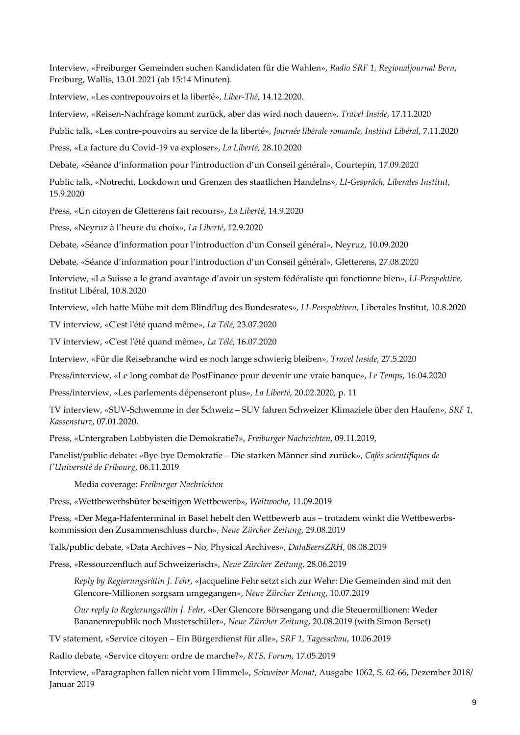Interview, «Freiburger Gemeinden suchen Kandidaten für die Wahlen», *Radio SRF 1, Regionaljournal Bern*, Freiburg, Wallis, 13.01.2021 (ab 15:14 Minuten).

Interview, «Les contrepouvoirs et la liberté», *Liber-Thé*, 14.12.2020.

Interview, «Reisen-Nachfrage kommt zurück, aber das wird noch dauern», *Travel Inside*, 17.11.2020

Public talk, «Les contre-pouvoirs au service de la liberté», *Journée libérale romande, Institut Libéral*, 7.11.2020

Press, «La facture du Covid-19 va exploser», *La Liberté*, 28.10.2020

Debate, «Séance d'information pour l'introduction d'un Conseil général», Courtepin, 17.09.2020

Public talk, «Notrecht, Lockdown und Grenzen des staatlichen Handelns», *LI-Gespräch, Liberales Institut*, 15.9.2020

Press, «Un citoyen de Gletterens fait recours», *La Liberté*, 14.9.2020

Press, «Neyruz à l'heure du choix», *La Liberté*, 12.9.2020

Debate, «Séance d'information pour l'introduction d'un Conseil général», Neyruz, 10.09.2020

Debate, «Séance d'information pour l'introduction d'un Conseil général», Gletterens, 27.08.2020

Interview, «La Suisse a le grand avantage d'avoir un system fédéraliste qui fonctionne bien», *LI-Perspektive*, Institut Libéral, 10.8.2020

Interview, «Ich hatte Mühe mit dem Blindflug des Bundesrates», *LI-Perspektiven*, Liberales Institut, 10.8.2020

TV interview, «C'est l'été quand même», *La Télé*, 23.07.2020

TV interview, «C'est l'été quand même», *La Télé*, 16.07.2020

Interview, «Für die Reisebranche wird es noch lange schwierig bleiben», *Travel Inside*, 27.5.2020

Press/interview, «Le long combat de PostFinance pour devenir une vraie banque», *Le Temps*, 16.04.2020

Press/interview, «Les parlements dépenseront plus», *La Liberté*, 20.02.2020, p. 11

TV interview, «SUV-Schwemme in der Schweiz – SUV fahren Schweizer Klimaziele über den Haufen», *SRF 1, Kassensturz*, 07.01.2020.

Press, «Untergraben Lobbyisten die Demokratie?», *Freiburger Nachrichten*, 09.11.2019,

Panelist/public debate: «Bye-bye Demokratie – Die starken Männer sind zurück», *Cafés scientifiques de l'Université de Fribourg*, 06.11.2019

Media coverage: *Freiburger Nachrichten*

Press, «Wettbewerbshüter beseitigen Wettbewerb», *Weltwoche*, 11.09.2019

Press, «Der Mega-Hafenterminal in Basel hebelt den Wettbewerb aus – trotzdem winkt die Wettbewerbskommission den Zusammenschluss durch», *Neue Zürcher Zeitung*, 29.08.2019

Talk/public debate, «Data Archives – No, Physical Archives», *DataBeersZRH*, 08.08.2019

Press, «Ressourcenfluch auf Schweizerisch», *Neue Zürcher Zeitung*, 28.06.2019

*Reply by Regierungsrätin J. Fehr*, «Jacqueline Fehr setzt sich zur Wehr: Die Gemeinden sind mit den Glencore-Millionen sorgsam umgegangen», *Neue Zürcher Zeitung*, 10.07.2019

*Our reply to Regierungsrätin J. Fehr*, «Der Glencore Börsengang und die Steuermillionen: Weder Bananenrepublik noch Musterschüler», *Neue Zürcher Zeitung*, 20.08.2019 (with Simon Berset)

TV statement, «Service citoyen – Ein Bürgerdienst für alle», *SRF 1, Tagesschau*, 10.06.2019

Radio debate, «Service citoyen: ordre de marche?», *RTS, Forum*, 17.05.2019

Interview, «Paragraphen fallen nicht vom Himmel», *Schweizer Monat*, Ausgabe 1062, S. 62-66, Dezember 2018/ Januar 2019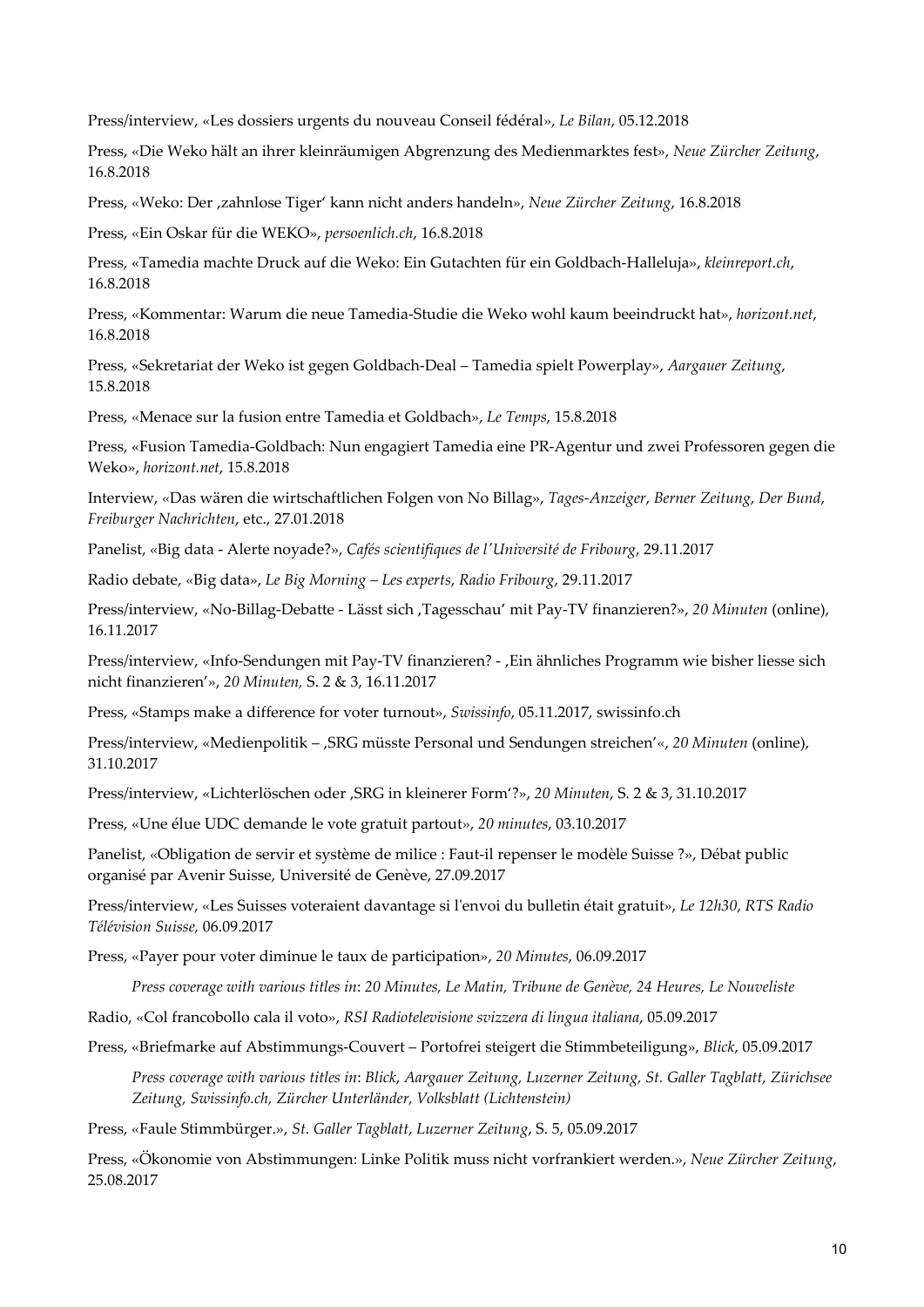Press/interview, «Les dossiers urgents du nouveau Conseil fédéral», *Le Bilan*, 05.12.2018

Press, «Die Weko hält an ihrer kleinräumigen Abgrenzung des Medienmarktes fest», *Neue Zürcher Zeitung*, 16.8.2018

Press, «Weko: Der ‚zahnlose Tiger' kann nicht anders handeln», *Neue Zürcher Zeitung*, 16.8.2018

Press, «Ein Oskar für die WEKO», *persoenlich.ch*, 16.8.2018

Press, «Tamedia machte Druck auf die Weko: Ein Gutachten für ein Goldbach-Halleluja», *kleinreport.ch*, 16.8.2018

Press, «Kommentar: Warum die neue Tamedia-Studie die Weko wohl kaum beeindruckt hat», *horizont.net*, 16.8.2018

Press, «Sekretariat der Weko ist gegen Goldbach-Deal – Tamedia spielt Powerplay», *Aargauer Zeitung*, 15.8.2018

Press, «Menace sur la fusion entre Tamedia et Goldbach», *Le Temps*, 15.8.2018

Press, «Fusion Tamedia-Goldbach: Nun engagiert Tamedia eine PR-Agentur und zwei Professoren gegen die Weko», *horizont.net*, 15.8.2018

Interview, «Das wären die wirtschaftlichen Folgen von No Billag», *Tages-Anzeiger*, *Berner Zeitung*, *Der Bund*, *Freiburger Nachrichten*, etc., 27.01.2018

Panelist, «Big data - Alerte noyade?», *Cafés scientifiques de l'Université de Fribourg*, 29.11.2017

Radio debate, «Big data», *Le Big Morning – Les experts*, *Radio Fribourg*, 29.11.2017

Press/interview, «No-Billag-Debatte - Lässt sich ‚Tagesschau' mit Pay-TV finanzieren?», *20 Minuten* (online), 16.11.2017

Press/interview, «Info-Sendungen mit Pay-TV finanzieren? - ‚Ein ähnliches Programm wie bisher liesse sich nicht finanzieren'», *20 Minuten,* S. 2 & 3, 16.11.2017

Press, «Stamps make a difference for voter turnout», *Swissinfo*, 05.11.2017, swissinfo.ch

Press/interview, «Medienpolitik – ‚SRG müsste Personal und Sendungen streichen'«, *20 Minuten* (online), 31.10.2017

Press/interview, «Lichterlöschen oder ‚SRG in kleinerer Form'?», *20 Minuten*, S. 2 & 3, 31.10.2017

Press, «Une élue UDC demande le vote gratuit partout», *20 minutes*, 03.10.2017

Panelist, «Obligation de servir et système de milice : Faut-il repenser le modèle Suisse ?», Débat public organisé par Avenir Suisse, Université de Genève, 27.09.2017

Press/interview, «Les Suisses voteraient davantage si l'envoi du bulletin était gratuit», *Le 12h30*, *RTS Radio Télévision Suisse,* 06.09.2017

Press, «Payer pour voter diminue le taux de participation», *20 Minutes*, 06.09.2017

> *Press coverage with various titles in*: *20 Minutes, Le Matin, Tribune de Genève, 24 Heures, Le Nouveliste*

Radio, «Col francobollo cala il voto», *RSI Radiotelevisione svizzera di lingua italiana*, 05.09.2017

Press, «Briefmarke auf Abstimmungs-Couvert – Portofrei steigert die Stimmbeteiligung», *Blick*, 05.09.2017

> *Press coverage with various titles in*: *Blick, Aargauer Zeitung, Luzerner Zeitung, St. Galler Tagblatt, Zürichsee Zeitung, Swissinfo.ch, Zürcher Unterländer, Volksblatt (Lichtenstein)*

Press, «Faule Stimmbürger.», *St. Galler Tagblatt*, *Luzerner Zeitung*, S. 5, 05.09.2017

Press, «Ökonomie von Abstimmungen: Linke Politik muss nicht vorfrankiert werden.», *Neue Zürcher Zeitung*, 25.08.2017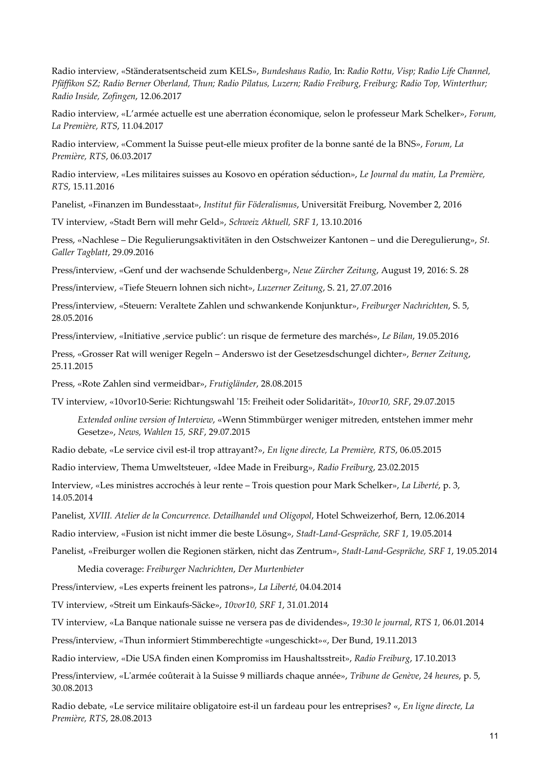Radio interview, «Ständeratsentscheid zum KELS», *Bundeshaus Radio,* In: *Radio Rottu, Visp; Radio Life Channel, Pfäffikon SZ; Radio Berner Oberland, Thun; Radio Pilatus, Luzern; Radio Freiburg, Freiburg; Radio Top, Winterthur; Radio Inside, Zofingen*, 12.06.2017

Radio interview, «L'armée actuelle est une aberration économique, selon le professeur Mark Schelker», *Forum, La Première, RTS*, 11.04.2017

Radio interview, «Comment la Suisse peut-elle mieux profiter de la bonne santé de la BNS», *Forum, La Première, RTS*, 06.03.2017

Radio interview, «Les militaires suisses au Kosovo en opération séduction», *Le Journal du matin, La Première, RTS*, 15.11.2016

Panelist, «Finanzen im Bundesstaat», *Institut für Föderalismus*, Universität Freiburg, November 2, 2016

TV interview, «Stadt Bern will mehr Geld», *Schweiz Aktuell, SRF 1*, 13.10.2016

Press, «Nachlese – Die Regulierungsaktivitäten in den Ostschweizer Kantonen – und die Deregulierung», *St. Galler Tagblatt*, 29.09.2016

Press/interview, «Genf und der wachsende Schuldenberg», *Neue Zürcher Zeitung*, August 19, 2016: S. 28

Press/interview, «Tiefe Steuern lohnen sich nicht», *Luzerner Zeitung*, S. 21, 27.07.2016

Press/interview, «Steuern: Veraltete Zahlen und schwankende Konjunktur», *Freiburger Nachrichten*, S. 5, 28.05.2016

Press/interview, «Initiative ‚service public': un risque de fermeture des marchés», *Le Bilan*, 19.05.2016

Press, «Grosser Rat will weniger Regeln – Anderswo ist der Gesetzesdschungel dichter», *Berner Zeitung*, 25.11.2015

Press, «Rote Zahlen sind vermeidbar», *Frutigländer*, 28.08.2015

TV interview, «10vor10-Serie: Richtungswahl '15: Freiheit oder Solidarität», *10vor10, SRF*, 29.07.2015

> *Extended online version of Interview*, «Wenn Stimmbürger weniger mitreden, entstehen immer mehr Gesetze», *News, Wahlen 15, SRF*, 29.07.2015

Radio debate, «Le service civil est-il trop attrayant?», *En ligne directe, La Première, RTS*, 06.05.2015

Radio interview, Thema Umweltsteuer, «Idee Made in Freiburg», *Radio Freiburg*, 23.02.2015

Interview, «Les ministres accrochés à leur rente – Trois question pour Mark Schelker», *La Liberté*, p. 3, 14.05.2014

Panelist, *XVIII. Atelier de la Concurrence. Detailhandel und Oligopol*, Hotel Schweizerhof, Bern, 12.06.2014

Radio interview, «Fusion ist nicht immer die beste Lösung», *Stadt-Land-Gespräche, SRF 1*, 19.05.2014

Panelist, «Freiburger wollen die Regionen stärken, nicht das Zentrum», *Stadt-Land-Gespräche, SRF 1*, 19.05.2014

> Media coverage: *Freiburger Nachrichten*, *Der Murtenbieter*

Press/interview, «Les experts freinent les patrons», *La Liberté*, 04.04.2014

TV interview, «Streit um Einkaufs-Säcke», *10vor10, SRF 1*, 31.01.2014

TV interview, «La Banque nationale suisse ne versera pas de dividendes», *19:30 le journal, RTS 1,* 06.01.2014

Press/interview, «Thun informiert Stimmberechtigte «ungeschickt»«, Der Bund, 19.11.2013

Radio interview, «Die USA finden einen Kompromiss im Haushaltsstreit», *Radio Freiburg*, 17.10.2013

Press/interview, «L'armée coûterait à la Suisse 9 milliards chaque année», *Tribune de Genève*, *24 heures*, p. 5, 30.08.2013

Radio debate, «Le service militaire obligatoire est-il un fardeau pour les entreprises? «, *En ligne directe, La Première, RTS*, 28.08.2013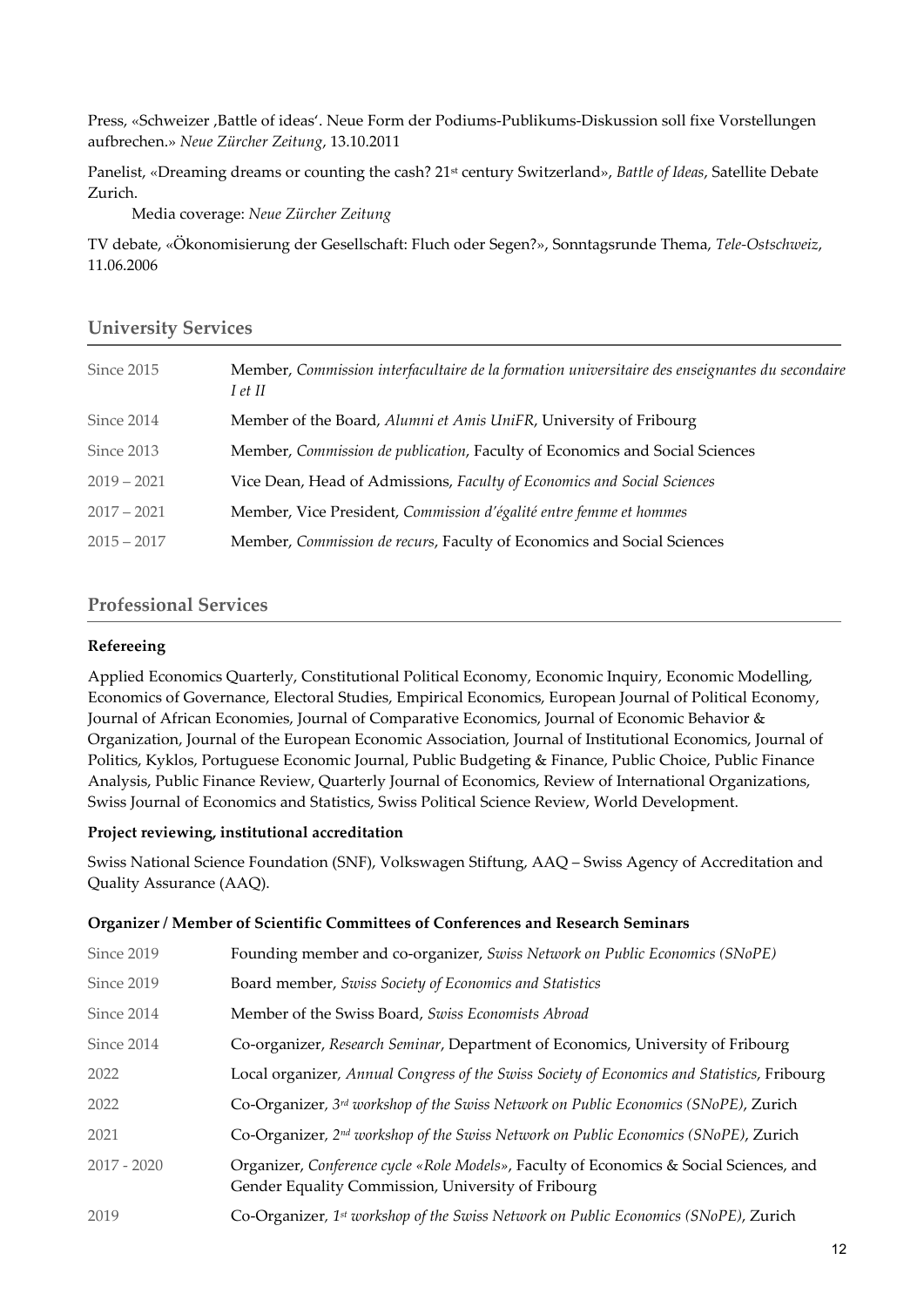Press, «Schweizer ,Battle of ideas‘. Neue Form der Podiums-Publikums-Diskussion soll fixe Vorstellungen aufbrechen.» *Neue Zürcher Zeitung*, 13.10.2011

Panelist, «Dreaming dreams or counting the cash? 21st century Switzerland», *Battle of Ideas*, Satellite Debate Zurich.

Media coverage: *Neue Zürcher Zeitung*

TV debate, «Ökonomisierung der Gesellschaft: Fluch oder Segen?», Sonntagsrunde Thema, *Tele-Ostschweiz*, 11.06.2006

## University Services

| | |
|---|---|
| Since 2015 | Member, *Commission interfacultaire de la formation universitaire des enseignantes du secondaire I et II* |
| Since 2014 | Member of the Board, *Alumni et Amis UniFR*, University of Fribourg |
| Since 2013 | Member, *Commission de publication*, Faculty of Economics and Social Sciences |
| 2019 – 2021 | Vice Dean, Head of Admissions, *Faculty of Economics and Social Sciences* |
| 2017 – 2021 | Member, Vice President, *Commission d'égalité entre femme et hommes* |
| 2015 – 2017 | Member, *Commission de recurs*, Faculty of Economics and Social Sciences |

## Professional Services

**Refereeing**

Applied Economics Quarterly, Constitutional Political Economy, Economic Inquiry, Economic Modelling, Economics of Governance, Electoral Studies, Empirical Economics, European Journal of Political Economy, Journal of African Economies, Journal of Comparative Economics, Journal of Economic Behavior & Organization, Journal of the European Economic Association, Journal of Institutional Economics, Journal of Politics, Kyklos, Portuguese Economic Journal, Public Budgeting & Finance, Public Choice, Public Finance Analysis, Public Finance Review, Quarterly Journal of Economics, Review of International Organizations, Swiss Journal of Economics and Statistics, Swiss Political Science Review, World Development.

**Project reviewing, institutional accreditation**

Swiss National Science Foundation (SNF), Volkswagen Stiftung, AAQ – Swiss Agency of Accreditation and Quality Assurance (AAQ).

**Organizer / Member of Scientific Committees of Conferences and Research Seminars**

| | |
|---|---|
| Since 2019 | Founding member and co-organizer, *Swiss Network on Public Economics (SNoPE)* |
| Since 2019 | Board member, *Swiss Society of Economics and Statistics* |
| Since 2014 | Member of the Swiss Board, *Swiss Economists Abroad* |
| Since 2014 | Co-organizer, *Research Seminar*, Department of Economics, University of Fribourg |
| 2022 | Local organizer, *Annual Congress of the Swiss Society of Economics and Statistics*, Fribourg |
| 2022 | Co-Organizer, *3rd workshop of the Swiss Network on Public Economics (SNoPE)*, Zurich |
| 2021 | Co-Organizer, *2nd workshop of the Swiss Network on Public Economics (SNoPE)*, Zurich |
| 2017 - 2020 | Organizer, *Conference cycle «Role Models»*, Faculty of Economics & Social Sciences, and Gender Equality Commission, University of Fribourg |
| 2019 | Co-Organizer, *1st workshop of the Swiss Network on Public Economics (SNoPE)*, Zurich |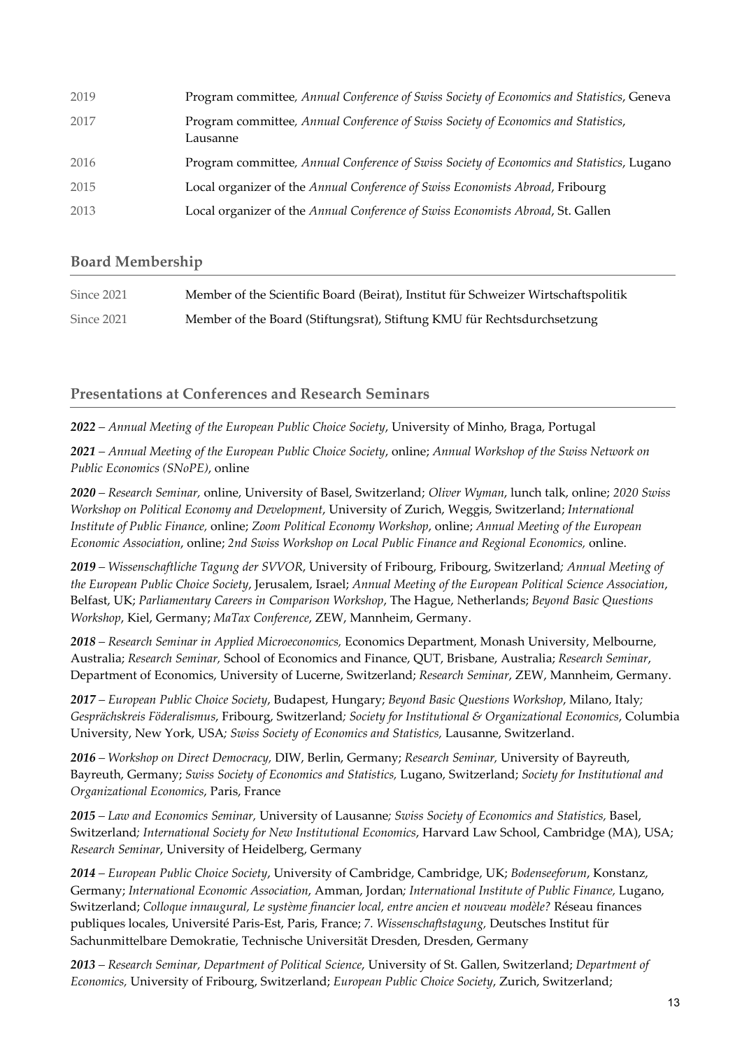| | |
|---|---|
| 2019 | Program committee, *Annual Conference of Swiss Society of Economics and Statistics*, Geneva |
| 2017 | Program committee, *Annual Conference of Swiss Society of Economics and Statistics*, Lausanne |
| 2016 | Program committee, *Annual Conference of Swiss Society of Economics and Statistics*, Lugano |
| 2015 | Local organizer of the *Annual Conference of Swiss Economists Abroad*, Fribourg |
| 2013 | Local organizer of the *Annual Conference of Swiss Economists Abroad*, St. Gallen |

## Board Membership

| | |
|---|---|
| Since 2021 | Member of the Scientific Board (Beirat), Institut für Schweizer Wirtschaftspolitik |
| Since 2021 | Member of the Board (Stiftungsrat), Stiftung KMU für Rechtsdurchsetzung |

## Presentations at Conferences and Research Seminars

***2022*** – *Annual Meeting of the European Public Choice Society*, University of Minho, Braga, Portugal

***2021*** – *Annual Meeting of the European Public Choice Society*, online; *Annual Workshop of the Swiss Network on Public Economics (SNoPE)*, online

***2020*** – *Research Seminar,* online, University of Basel, Switzerland; *Oliver Wyman*, lunch talk, online; *2020 Swiss Workshop on Political Economy and Development*, University of Zurich, Weggis, Switzerland; *International Institute of Public Finance,* online; *Zoom Political Economy Workshop*, online; *Annual Meeting of the European Economic Association*, online; *2nd Swiss Workshop on Local Public Finance and Regional Economics,* online.

***2019*** – *Wissenschaftliche Tagung der SVVOR*, University of Fribourg, Fribourg, Switzerland*; Annual Meeting of the European Public Choice Society*, Jerusalem, Israel; *Annual Meeting of the European Political Science Association*, Belfast, UK; *Parliamentary Careers in Comparison Workshop*, The Hague, Netherlands; *Beyond Basic Questions Workshop*, Kiel, Germany; *MaTax Conference*, ZEW, Mannheim, Germany.

***2018*** – *Research Seminar in Applied Microeconomics,* Economics Department, Monash University, Melbourne, Australia; *Research Seminar,* School of Economics and Finance, QUT, Brisbane, Australia; *Research Seminar*, Department of Economics, University of Lucerne, Switzerland; *Research Seminar*, ZEW, Mannheim, Germany.

***2017*** – *European Public Choice Society*, Budapest, Hungary; *Beyond Basic Questions Workshop*, Milano, Italy*; Gesprächskreis Föderalismus*, Fribourg, Switzerland*; Society for Institutional & Organizational Economics*, Columbia University, New York, USA*; Swiss Society of Economics and Statistics,* Lausanne, Switzerland.

***2016*** – *Workshop on Direct Democracy,* DIW, Berlin, Germany; *Research Seminar,* University of Bayreuth, Bayreuth, Germany; *Swiss Society of Economics and Statistics,* Lugano, Switzerland; *Society for Institutional and Organizational Economics*, Paris, France

***2015*** – *Law and Economics Seminar,* University of Lausanne*; Swiss Society of Economics and Statistics,* Basel, Switzerland*; International Society for New Institutional Economics*, Harvard Law School, Cambridge (MA), USA; *Research Seminar*, University of Heidelberg, Germany

***2014*** – *European Public Choice Society*, University of Cambridge, Cambridge, UK; *Bodenseeforum*, Konstanz, Germany; *International Economic Association*, Amman, Jordan*; International Institute of Public Finance,* Lugano, Switzerland; *Colloque innaugural, Le système financier local, entre ancien et nouveau modèle?* Réseau finances publiques locales, Université Paris-Est, Paris, France; *7. Wissenschaftstagung,* Deutsches Institut für Sachunmittelbare Demokratie, Technische Universität Dresden, Dresden, Germany

***2013*** – *Research Seminar, Department of Political Science*, University of St. Gallen, Switzerland; *Department of Economics,* University of Fribourg, Switzerland; *European Public Choice Society*, Zurich, Switzerland;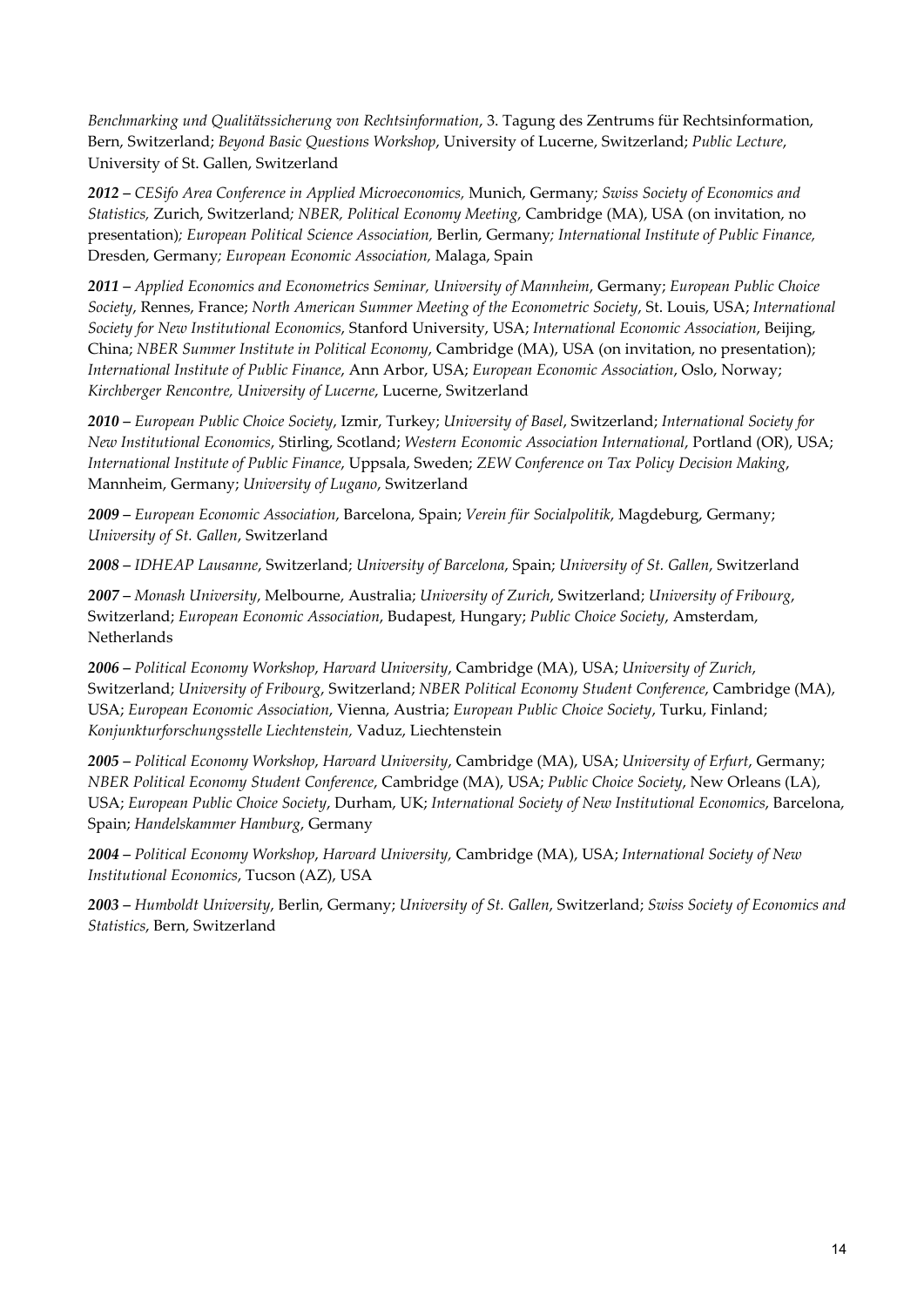*Benchmarking und Qualitätssicherung von Rechtsinformation*, 3. Tagung des Zentrums für Rechtsinformation, Bern, Switzerland; *Beyond Basic Questions Workshop*, University of Lucerne, Switzerland; *Public Lecture*, University of St. Gallen, Switzerland

***2012*** – *CESifo Area Conference in Applied Microeconomics,* Munich, Germany*; Swiss Society of Economics and Statistics,* Zurich, Switzerland*; NBER, Political Economy Meeting,* Cambridge (MA), USA (on invitation, no presentation)*; European Political Science Association,* Berlin, Germany*; International Institute of Public Finance,* Dresden, Germany*; European Economic Association,* Malaga, Spain

***2011*** – *Applied Economics and Econometrics Seminar, University of Mannheim*, Germany; *European Public Choice Society*, Rennes, France; *North American Summer Meeting of the Econometric Society*, St. Louis, USA; *International Society for New Institutional Economics*, Stanford University, USA; *International Economic Association*, Beijing, China; *NBER Summer Institute in Political Economy*, Cambridge (MA), USA (on invitation, no presentation); *International Institute of Public Finance*, Ann Arbor, USA; *European Economic Association*, Oslo, Norway; *Kirchberger Rencontre, University of Lucerne*, Lucerne, Switzerland

***2010*** – *European Public Choice Society*, Izmir, Turkey; *University of Basel*, Switzerland; *International Society for New Institutional Economics*, Stirling, Scotland; *Western Economic Association International*, Portland (OR), USA; *International Institute of Public Finance*, Uppsala, Sweden; *ZEW Conference on Tax Policy Decision Making*, Mannheim, Germany; *University of Lugano*, Switzerland

***2009*** – *European Economic Association*, Barcelona, Spain; *Verein für Socialpolitik*, Magdeburg, Germany; *University of St. Gallen*, Switzerland

***2008*** – *IDHEAP Lausanne*, Switzerland; *University of Barcelona*, Spain; *University of St. Gallen*, Switzerland

***2007*** – *Monash University*, Melbourne, Australia; *University of Zurich*, Switzerland; *University of Fribourg*, Switzerland; *European Economic Association*, Budapest, Hungary; *Public Choice Society*, Amsterdam, Netherlands

***2006*** – *Political Economy Workshop*, *Harvard University*, Cambridge (MA), USA; *University of Zurich*, Switzerland; *University of Fribourg*, Switzerland; *NBER Political Economy Student Conference*, Cambridge (MA), USA; *European Economic Association*, Vienna, Austria; *European Public Choice Society*, Turku, Finland; *Konjunkturforschungsstelle Liechtenstein,* Vaduz, Liechtenstein

***2005*** – *Political Economy Workshop*, *Harvard University*, Cambridge (MA), USA; *University of Erfurt*, Germany; *NBER Political Economy Student Conference*, Cambridge (MA), USA; *Public Choice Society*, New Orleans (LA), USA; *European Public Choice Society*, Durham, UK; *International Society of New Institutional Economics*, Barcelona, Spain; *Handelskammer Hamburg*, Germany

***2004*** – *Political Economy Workshop*, *Harvard University,* Cambridge (MA), USA; *International Society of New Institutional Economics*, Tucson (AZ), USA

***2003*** – *Humboldt University*, Berlin, Germany; *University of St. Gallen*, Switzerland; *Swiss Society of Economics and Statistics*, Bern, Switzerland